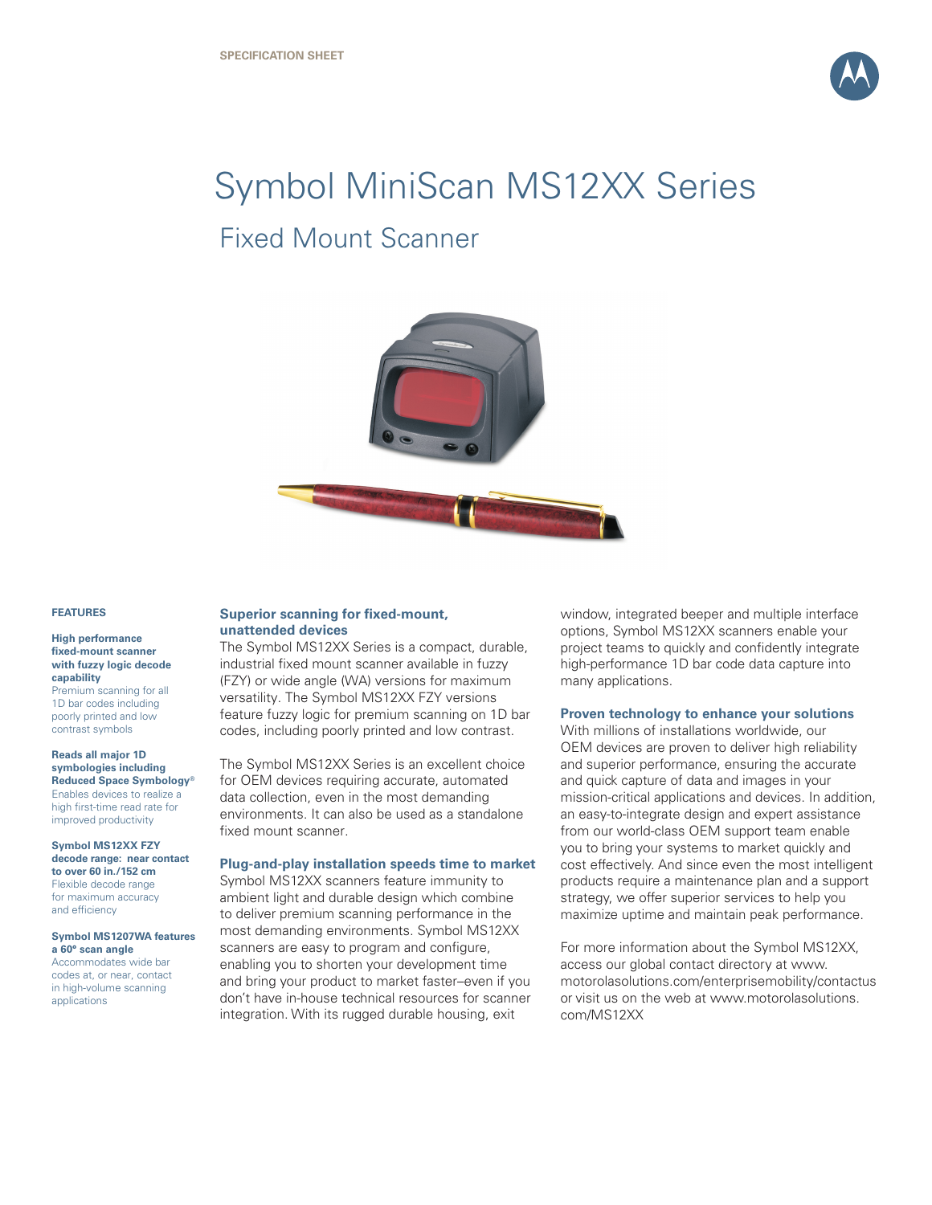SPECIFICATION SHEET

# Symbol MiniScan MS12XX Series

## Fixed Mount Scanner

### FEATURES

**High performance fixed-mount scanner with fuzzy logic decode capability**
Premium scanning for all 1D bar codes including poorly printed and low contrast symbols

**Reads all major 1D symbologies including Reduced Space Symbology®**
Enables devices to realize a high first-time read rate for improved productivity

**Symbol MS12XX FZY decode range: near contact to over 60 in./152 cm**
Flexible decode range for maximum accuracy and efficiency

**Symbol MS1207WA features a 60° scan angle**
Accommodates wide bar codes at, or near, contact in high-volume scanning applications

### Superior scanning for fixed-mount, unattended devices

The Symbol MS12XX Series is a compact, durable, industrial fixed mount scanner available in fuzzy (FZY) or wide angle (WA) versions for maximum versatility. The Symbol MS12XX FZY versions feature fuzzy logic for premium scanning on 1D bar codes, including poorly printed and low contrast.

The Symbol MS12XX Series is an excellent choice for OEM devices requiring accurate, automated data collection, even in the most demanding environments. It can also be used as a standalone fixed mount scanner.

### Plug-and-play installation speeds time to market

Symbol MS12XX scanners feature immunity to ambient light and durable design which combine to deliver premium scanning performance in the most demanding environments. Symbol MS12XX scanners are easy to program and configure, enabling you to shorten your development time and bring your product to market faster–even if you don't have in-house technical resources for scanner integration. With its rugged durable housing, exit window, integrated beeper and multiple interface options, Symbol MS12XX scanners enable your project teams to quickly and confidently integrate high-performance 1D bar code data capture into many applications.

### Proven technology to enhance your solutions

With millions of installations worldwide, our OEM devices are proven to deliver high reliability and superior performance, ensuring the accurate and quick capture of data and images in your mission-critical applications and devices. In addition, an easy-to-integrate design and expert assistance from our world-class OEM support team enable you to bring your systems to market quickly and cost effectively. And since even the most intelligent products require a maintenance plan and a support strategy, we offer superior services to help you maximize uptime and maintain peak performance.

For more information about the Symbol MS12XX, access our global contact directory at www.motorolasolutions.com/enterprisemobility/contactus or visit us on the web at www.motorolasolutions.com/MS12XX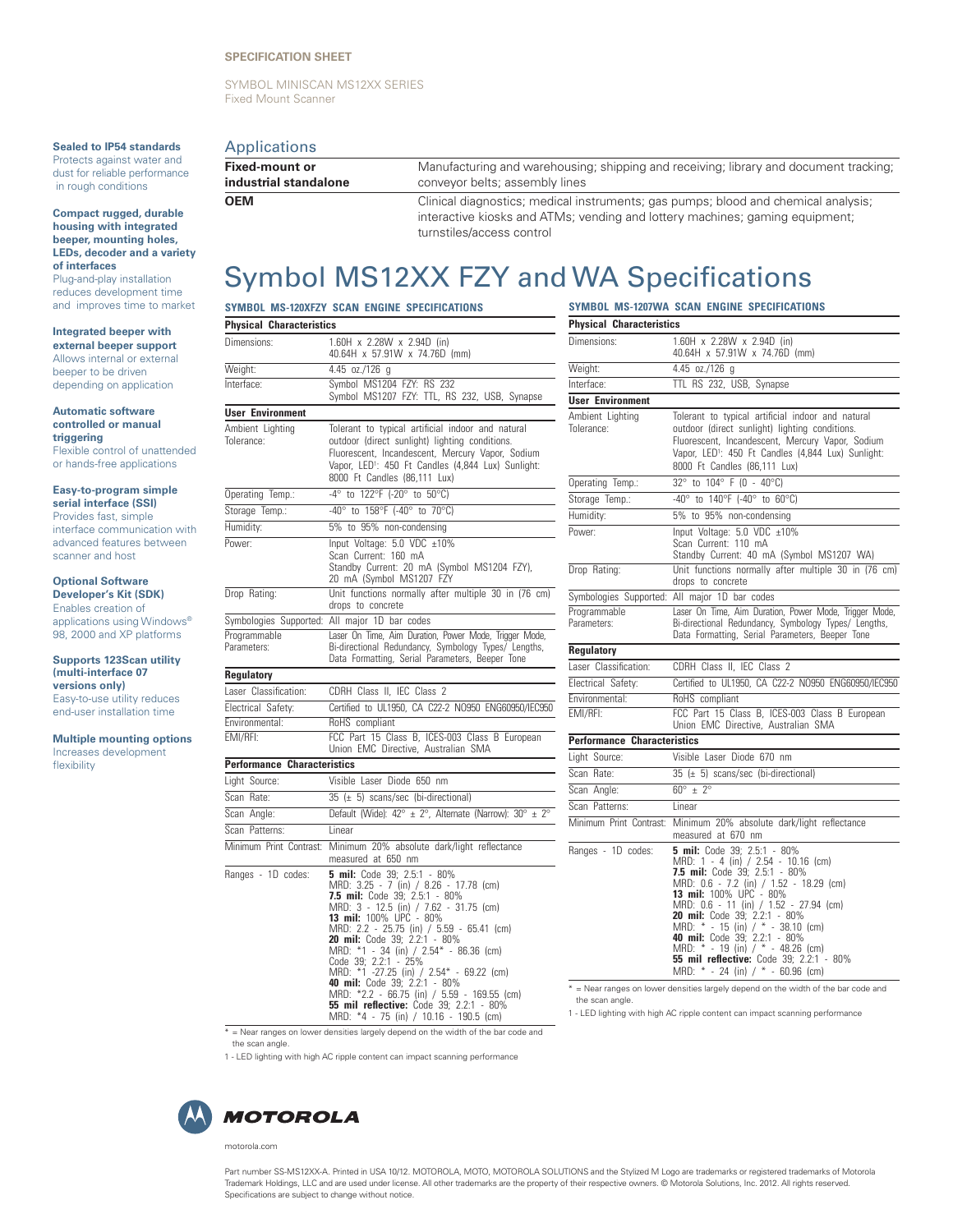SPECIFICATION SHEET

SYMBOL MINISCAN MS12XX SERIES
Fixed Mount Scanner

**Sealed to IP54 standards**
Protects against water and dust for reliable performance in rough conditions

**Compact rugged, durable housing with integrated beeper, mounting holes, LEDs, decoder and a variety of interfaces**
Plug-and-play installation reduces development time and improves time to market

**Integrated beeper with external beeper support**
Allows internal or external beeper to be driven depending on application

**Automatic software controlled or manual triggering**
Flexible control of unattended or hands-free applications

**Easy-to-program simple serial interface (SSI)**
Provides fast, simple interface communication with advanced features between scanner and host

**Optional Software Developer's Kit (SDK)**
Enables creation of applications using Windows® 98, 2000 and XP platforms

**Supports 123Scan utility (multi-interface 07 versions only)**
Easy-to-use utility reduces end-user installation time

**Multiple mounting options**
Increases development flexibility

## Applications

| | |
|---|---|
| **Fixed-mount or industrial standalone** | Manufacturing and warehousing; shipping and receiving; library and document tracking; conveyor belts; assembly lines |
| **OEM** | Clinical diagnostics; medical instruments; gas pumps; blood and chemical analysis; interactive kiosks and ATMs; vending and lottery machines; gaming equipment; turnstiles/access control |

# Symbol MS12XX FZY and WA Specifications

### SYMBOL MS-120XFZY SCAN ENGINE SPECIFICATIONS

| | |
|---|---|
| **Physical Characteristics** | |
| Dimensions: | 1.60H x 2.28W x 2.94D (in)<br>40.64H x 57.91W x 74.76D (mm) |
| Weight: | 4.45 oz./126 g |
| Interface: | Symbol MS1204 FZY: RS 232<br>Symbol MS1207 FZY: TTL, RS 232, USB, Synapse |
| **User Environment** | |
| Ambient Lighting Tolerance: | Tolerant to typical artificial indoor and natural outdoor (direct sunlight) lighting conditions. Fluorescent, Incandescent, Mercury Vapor, Sodium Vapor, LED[1]: 450 Ft Candles (4,844 Lux) Sunlight: 8000 Ft Candles (86,111 Lux) |
| Operating Temp.: | -4° to 122°F (-20° to 50°C) |
| Storage Temp.: | -40° to 158°F (-40° to 70°C) |
| Humidity: | 5% to 95% non-condensing |
| Power: | Input Voltage: 5.0 VDC ±10%<br>Scan Current: 160 mA<br>Standby Current: 20 mA (Symbol MS1204 FZY), 20 mA (Symbol MS1207 FZY |
| Drop Rating: | Unit functions normally after multiple 30 in (76 cm) drops to concrete |
| Symbologies Supported: | All major 1D bar codes |
| Programmable Parameters: | Laser On Time, Aim Duration, Power Mode, Trigger Mode, Bi-directional Redundancy, Symbology Types/ Lengths, Data Formatting, Serial Parameters, Beeper Tone |
| **Regulatory** | |
| Laser Classification: | CDRH Class II, IEC Class 2 |
| Electrical Safety: | Certified to UL1950, CA C22-2 NO950 ENG60950/IEC950 |
| Environmental: | RoHS compliant |
| EMI/RFI: | FCC Part 15 Class B, ICES-003 Class B European Union EMC Directive, Australian SMA |
| **Performance Characteristics** | |
| Light Source: | Visible Laser Diode 650 nm |
| Scan Rate: | 35 (± 5) scans/sec (bi-directional) |
| Scan Angle: | Default (Wide): 42° ± 2°, Alternate (Narrow): 30° ± 2° |
| Scan Patterns: | Linear |
| Minimum Print Contrast: | Minimum 20% absolute dark/light reflectance measured at 650 nm |
| Ranges - 1D codes: | **5 mil:** Code 39; 2.5:1 - 80%<br>MRD: 3.25 - 7 (in) / 8.26 - 17.78 (cm)<br>**7.5 mil:** Code 39; 2.5:1 - 80%<br>MRD: 3 - 12.5 (in) / 7.62 - 31.75 (cm)<br>**13 mil:** 100% UPC - 80%<br>MRD: 2.2 - 25.75 (in) / 5.59 - 65.41 (cm)<br>**20 mil:** Code 39; 2.2:1 - 80%<br>MRD: *1 - 34 (in) / 2.54* - 86.36 (cm)<br>Code 39; 2.2:1 - 25%<br>MRD: *1 -27.25 (in) / 2.54* - 69.22 (cm)<br>**40 mil:** Code 39; 2.2:1 - 80%<br>MRD: *2.2 - 66.75 (in) / 5.59 - 169.55 (cm)<br>**55 mil reflective:** Code 39; 2.2:1 - 80%<br>MRD: *4 - 75 (in) / 10.16 - 190.5 (cm) |

* = Near ranges on lower densities largely depend on the width of the bar code and the scan angle.

1 - LED lighting with high AC ripple content can impact scanning performance

### SYMBOL MS-1207WA SCAN ENGINE SPECIFICATIONS

| | |
|---|---|
| **Physical Characteristics** | |
| Dimensions: | 1.60H x 2.28W x 2.94D (in)<br>40.64H x 57.91W x 74.76D (mm) |
| Weight: | 4.45 oz./126 g |
| Interface: | TTL RS 232, USB, Synapse |
| **User Environment** | |
| Ambient Lighting Tolerance: | Tolerant to typical artificial indoor and natural outdoor (direct sunlight) lighting conditions. Fluorescent, Incandescent, Mercury Vapor, Sodium Vapor, LED[1]: 450 Ft Candles (4,844 Lux) Sunlight: 8000 Ft Candles (86,111 Lux) |
| Operating Temp.: | 32° to 104° F (0 - 40°C) |
| Storage Temp.: | -40° to 140°F (-40° to 60°C) |
| Humidity: | 5% to 95% non-condensing |
| Power: | Input Voltage: 5.0 VDC ±10%<br>Scan Current: 110 mA<br>Standby Current: 40 mA (Symbol MS1207 WA) |
| Drop Rating: | Unit functions normally after multiple 30 in (76 cm) drops to concrete |
| Symbologies Supported: | All major 1D bar codes |
| Programmable Parameters: | Laser On Time, Aim Duration, Power Mode, Trigger Mode, Bi-directional Redundancy, Symbology Types/ Lengths, Data Formatting, Serial Parameters, Beeper Tone |
| **Regulatory** | |
| Laser Classification: | CDRH Class II, IEC Class 2 |
| Electrical Safety: | Certified to UL1950, CA C22-2 NO950 ENG60950/IEC950 |
| Environmental: | RoHS compliant |
| EMI/RFI: | FCC Part 15 Class B, ICES-003 Class B European Union EMC Directive, Australian SMA |
| **Performance Characteristics** | |
| Light Source: | Visible Laser Diode 670 nm |
| Scan Rate: | 35 (± 5) scans/sec (bi-directional) |
| Scan Angle: | 60° ± 2° |
| Scan Patterns: | Linear |
| Minimum Print Contrast: | Minimum 20% absolute dark/light reflectance measured at 670 nm |
| Ranges - 1D codes: | **5 mil:** Code 39; 2.5:1 - 80%<br>MRD: 1 - 4 (in) / 2.54 - 10.16 (cm)<br>**7.5 mil:** Code 39; 2.5:1 - 80%<br>MRD: 0.6 - 7.2 (in) / 1.52 - 18.29 (cm)<br>**13 mil:** 100% UPC - 80%<br>MRD: 0.6 - 11 (in) / 1.52 - 27.94 (cm)<br>**20 mil:** Code 39; 2.2:1 - 80%<br>MRD: * - 15 (in) / * - 38.10 (cm)<br>**40 mil:** Code 39; 2.2:1 - 80%<br>MRD: * - 19 (in) / * - 48.26 (cm)<br>**55 mil reflective:** Code 39; 2.2:1 - 80%<br>MRD: * - 24 (in) / * - 60.96 (cm) |

* = Near ranges on lower densities largely depend on the width of the bar code and the scan angle.

1 - LED lighting with high AC ripple content can impact scanning performance

MOTOROLA

motorola.com

Part number SS-MS12XX-A. Printed in USA 10/12. MOTOROLA, MOTO, MOTOROLA SOLUTIONS and the Stylized M Logo are trademarks or registered trademarks of Motorola Trademark Holdings, LLC and are used under license. All other trademarks are the property of their respective owners. © Motorola Solutions, Inc. 2012. All rights reserved. Specifications are subject to change without notice.